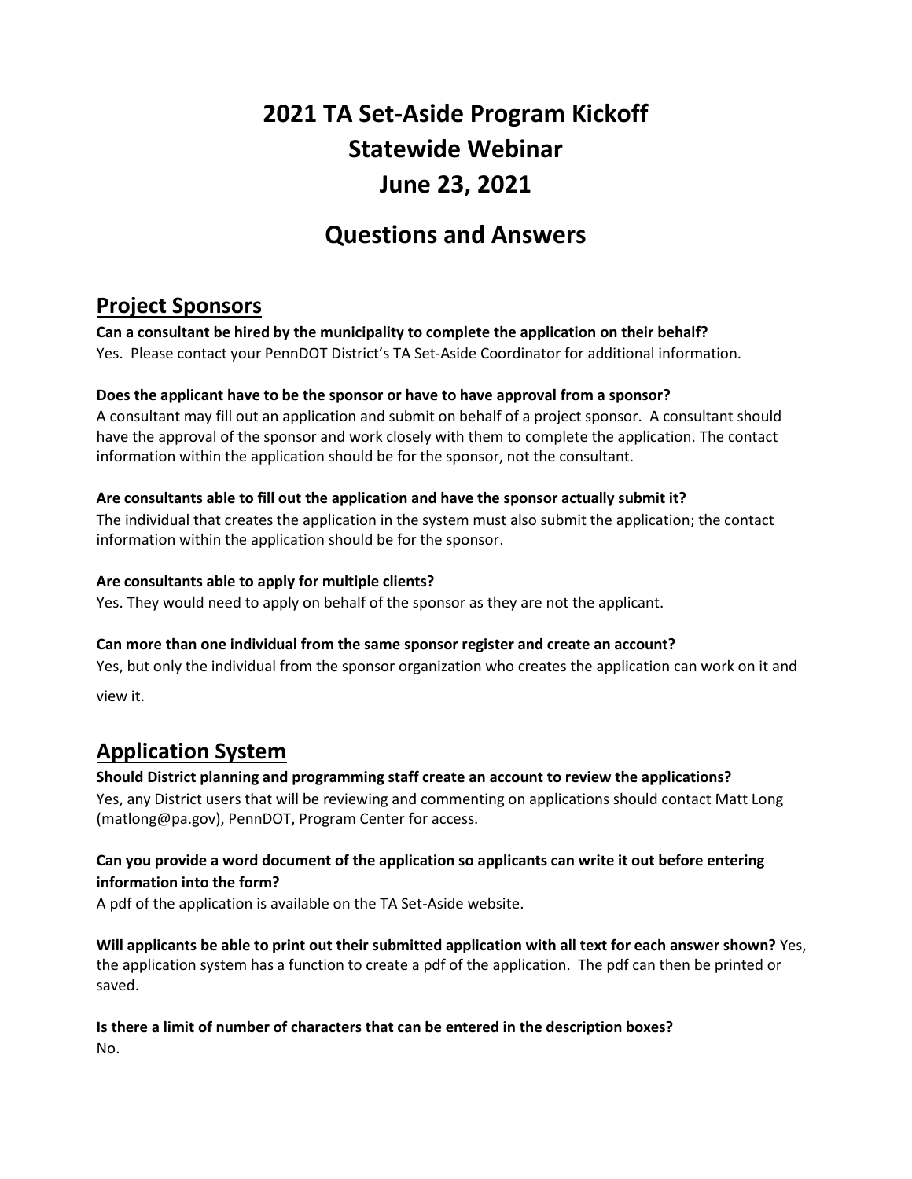# 2021 TA Set-Aside Program Kickoff Statewide Webinar June 23, 2021

# Questions and Answers

## Project Sponsors

**Can a consultant be hired by the municipality to complete the application on their behalf?**
Yes. Please contact your PennDOT District's TA Set-Aside Coordinator for additional information.

**Does the applicant have to be the sponsor or have to have approval from a sponsor?**
A consultant may fill out an application and submit on behalf of a project sponsor. A consultant should have the approval of the sponsor and work closely with them to complete the application. The contact information within the application should be for the sponsor, not the consultant.

**Are consultants able to fill out the application and have the sponsor actually submit it?**
The individual that creates the application in the system must also submit the application; the contact information within the application should be for the sponsor.

**Are consultants able to apply for multiple clients?**
Yes. They would need to apply on behalf of the sponsor as they are not the applicant.

**Can more than one individual from the same sponsor register and create an account?**
Yes, but only the individual from the sponsor organization who creates the application can work on it and view it.

## Application System

**Should District planning and programming staff create an account to review the applications?**
Yes, any District users that will be reviewing and commenting on applications should contact Matt Long (matlong@pa.gov), PennDOT, Program Center for access.

**Can you provide a word document of the application so applicants can write it out before entering information into the form?**
A pdf of the application is available on the TA Set-Aside website.

**Will applicants be able to print out their submitted application with all text for each answer shown?** Yes, the application system has a function to create a pdf of the application. The pdf can then be printed or saved.

**Is there a limit of number of characters that can be entered in the description boxes?**
No.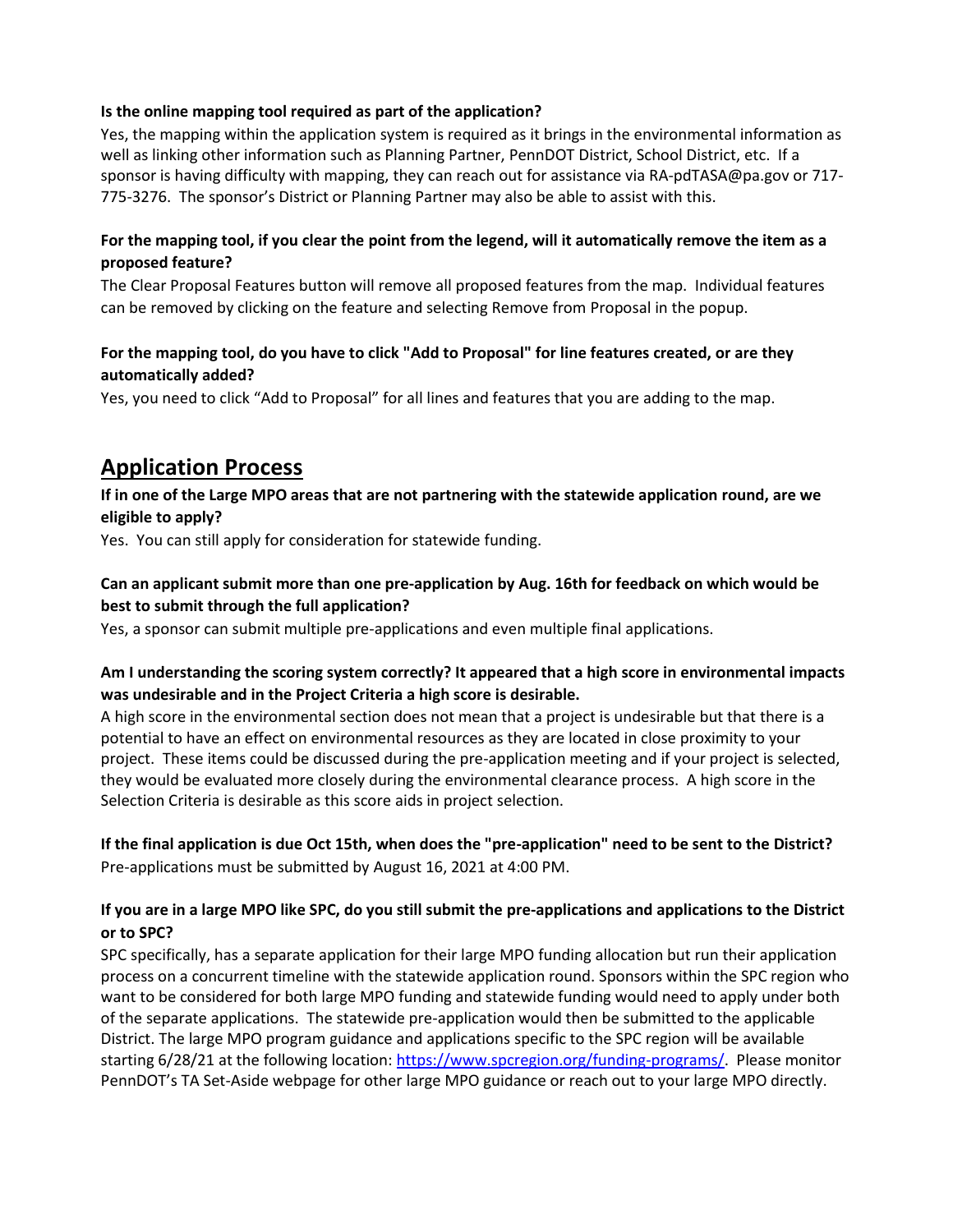**Is the online mapping tool required as part of the application?**

Yes, the mapping within the application system is required as it brings in the environmental information as well as linking other information such as Planning Partner, PennDOT District, School District, etc. If a sponsor is having difficulty with mapping, they can reach out for assistance via RA-pdTASA@pa.gov or 717-775-3276. The sponsor's District or Planning Partner may also be able to assist with this.

**For the mapping tool, if you clear the point from the legend, will it automatically remove the item as a proposed feature?**

The Clear Proposal Features button will remove all proposed features from the map. Individual features can be removed by clicking on the feature and selecting Remove from Proposal in the popup.

**For the mapping tool, do you have to click "Add to Proposal" for line features created, or are they automatically added?**

Yes, you need to click "Add to Proposal" for all lines and features that you are adding to the map.

## Application Process

**If in one of the Large MPO areas that are not partnering with the statewide application round, are we eligible to apply?**

Yes. You can still apply for consideration for statewide funding.

**Can an applicant submit more than one pre-application by Aug. 16th for feedback on which would be best to submit through the full application?**

Yes, a sponsor can submit multiple pre-applications and even multiple final applications.

**Am I understanding the scoring system correctly? It appeared that a high score in environmental impacts was undesirable and in the Project Criteria a high score is desirable.**

A high score in the environmental section does not mean that a project is undesirable but that there is a potential to have an effect on environmental resources as they are located in close proximity to your project. These items could be discussed during the pre-application meeting and if your project is selected, they would be evaluated more closely during the environmental clearance process. A high score in the Selection Criteria is desirable as this score aids in project selection.

**If the final application is due Oct 15th, when does the "pre-application" need to be sent to the District?**

Pre-applications must be submitted by August 16, 2021 at 4:00 PM.

**If you are in a large MPO like SPC, do you still submit the pre-applications and applications to the District or to SPC?**

SPC specifically, has a separate application for their large MPO funding allocation but run their application process on a concurrent timeline with the statewide application round. Sponsors within the SPC region who want to be considered for both large MPO funding and statewide funding would need to apply under both of the separate applications. The statewide pre-application would then be submitted to the applicable District. The large MPO program guidance and applications specific to the SPC region will be available starting 6/28/21 at the following location: https://www.spcregion.org/funding-programs/. Please monitor PennDOT's TA Set-Aside webpage for other large MPO guidance or reach out to your large MPO directly.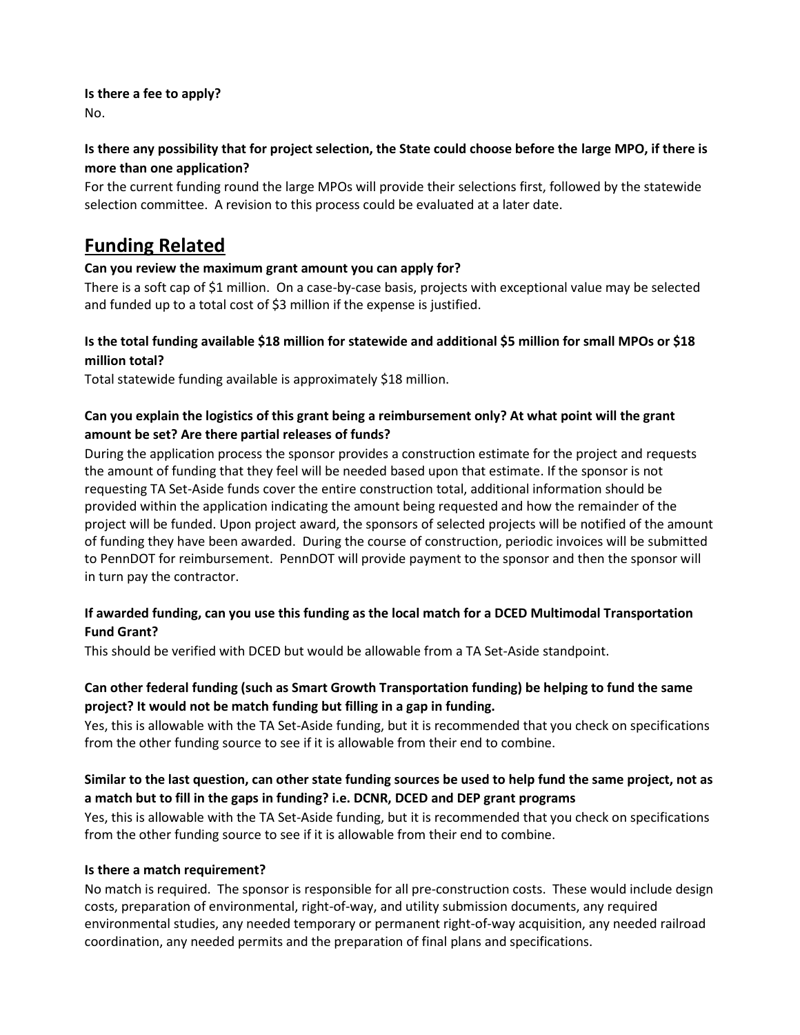**Is there a fee to apply?**

No.

**Is there any possibility that for project selection, the State could choose before the large MPO, if there is more than one application?**

For the current funding round the large MPOs will provide their selections first, followed by the statewide selection committee. A revision to this process could be evaluated at a later date.

## Funding Related

**Can you review the maximum grant amount you can apply for?**

There is a soft cap of $1 million. On a case-by-case basis, projects with exceptional value may be selected and funded up to a total cost of $3 million if the expense is justified.

**Is the total funding available $18 million for statewide and additional $5 million for small MPOs or $18 million total?**

Total statewide funding available is approximately $18 million.

**Can you explain the logistics of this grant being a reimbursement only? At what point will the grant amount be set? Are there partial releases of funds?**

During the application process the sponsor provides a construction estimate for the project and requests the amount of funding that they feel will be needed based upon that estimate. If the sponsor is not requesting TA Set-Aside funds cover the entire construction total, additional information should be provided within the application indicating the amount being requested and how the remainder of the project will be funded. Upon project award, the sponsors of selected projects will be notified of the amount of funding they have been awarded. During the course of construction, periodic invoices will be submitted to PennDOT for reimbursement. PennDOT will provide payment to the sponsor and then the sponsor will in turn pay the contractor.

**If awarded funding, can you use this funding as the local match for a DCED Multimodal Transportation Fund Grant?**

This should be verified with DCED but would be allowable from a TA Set-Aside standpoint.

**Can other federal funding (such as Smart Growth Transportation funding) be helping to fund the same project? It would not be match funding but filling in a gap in funding.**

Yes, this is allowable with the TA Set-Aside funding, but it is recommended that you check on specifications from the other funding source to see if it is allowable from their end to combine.

**Similar to the last question, can other state funding sources be used to help fund the same project, not as a match but to fill in the gaps in funding? i.e. DCNR, DCED and DEP grant programs**

Yes, this is allowable with the TA Set-Aside funding, but it is recommended that you check on specifications from the other funding source to see if it is allowable from their end to combine.

**Is there a match requirement?**

No match is required. The sponsor is responsible for all pre-construction costs. These would include design costs, preparation of environmental, right-of-way, and utility submission documents, any required environmental studies, any needed temporary or permanent right-of-way acquisition, any needed railroad coordination, any needed permits and the preparation of final plans and specifications.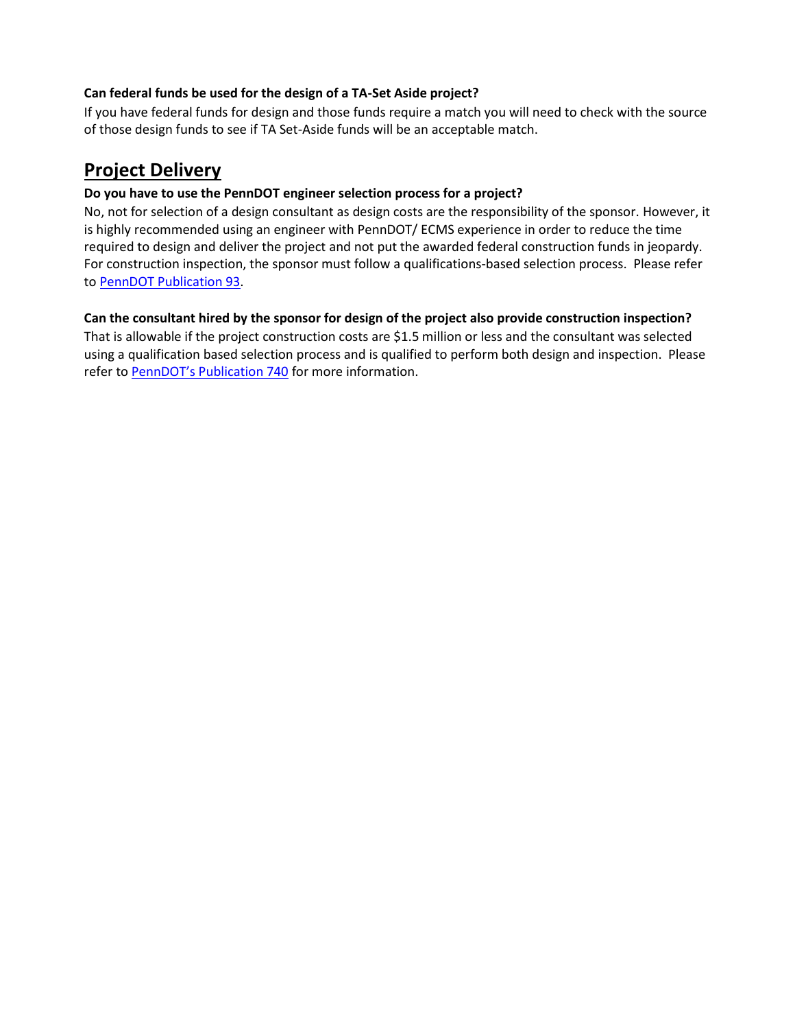**Can federal funds be used for the design of a TA-Set Aside project?**

If you have federal funds for design and those funds require a match you will need to check with the source of those design funds to see if TA Set-Aside funds will be an acceptable match.

## Project Delivery

**Do you have to use the PennDOT engineer selection process for a project?**

No, not for selection of a design consultant as design costs are the responsibility of the sponsor. However, it is highly recommended using an engineer with PennDOT/ ECMS experience in order to reduce the time required to design and deliver the project and not put the awarded federal construction funds in jeopardy. For construction inspection, the sponsor must follow a qualifications-based selection process. Please refer to PennDOT Publication 93.

**Can the consultant hired by the sponsor for design of the project also provide construction inspection?**

That is allowable if the project construction costs are $1.5 million or less and the consultant was selected using a qualification based selection process and is qualified to perform both design and inspection. Please refer to PennDOT's Publication 740 for more information.